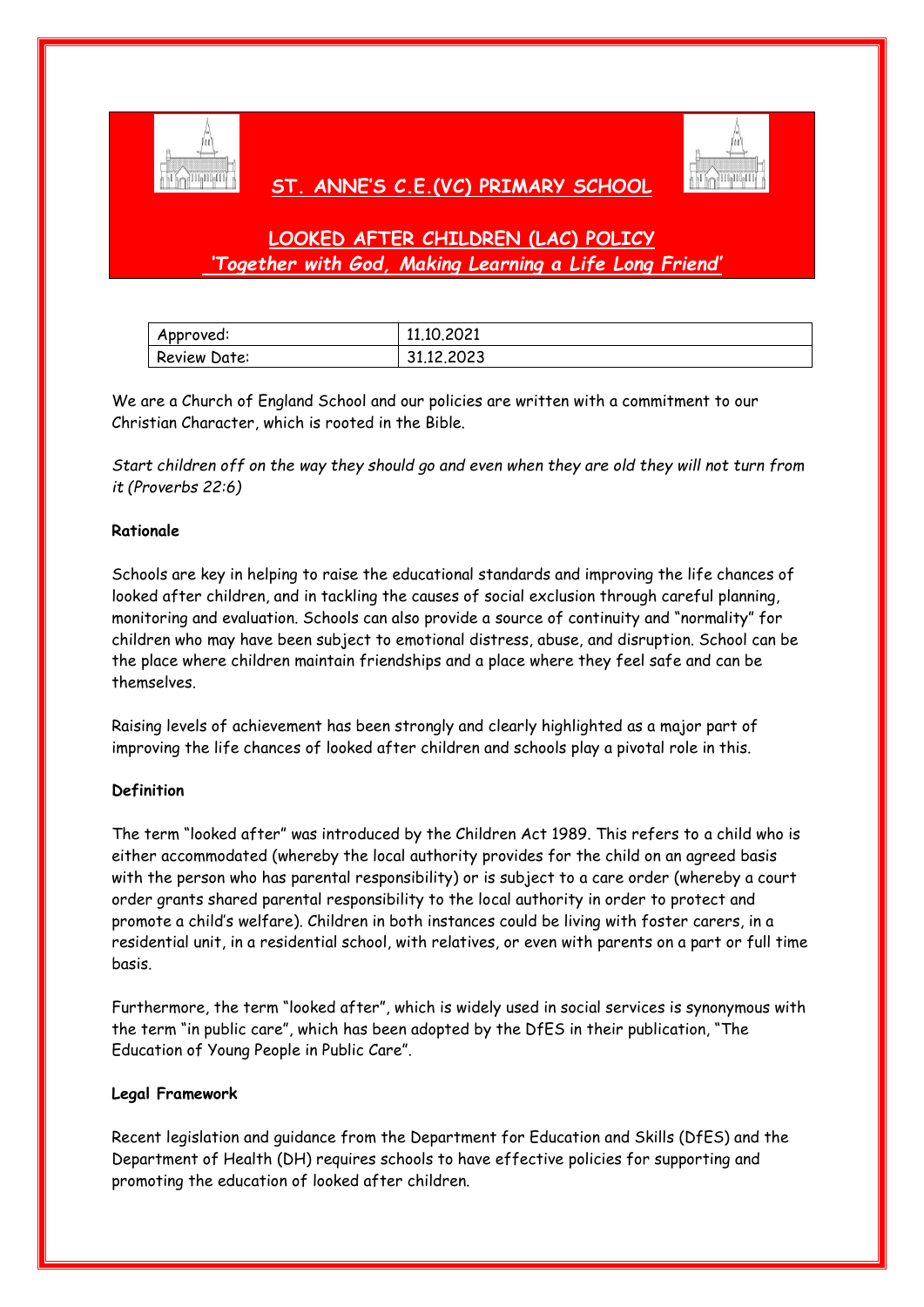# ST. ANNE'S C.E.(VC) PRIMARY SCHOOL

## LOOKED AFTER CHILDREN (LAC) POLICY

***'Together with God, Making Learning a Life Long Friend'***

| Approved: | 11.10.2021 |
|---|---|
| Review Date: | 31.12.2023 |

We are a Church of England School and our policies are written with a commitment to our Christian Character, which is rooted in the Bible.

*Start children off on the way they should go and even when they are old they will not turn from it (Proverbs 22:6)*

**Rationale**

Schools are key in helping to raise the educational standards and improving the life chances of looked after children, and in tackling the causes of social exclusion through careful planning, monitoring and evaluation. Schools can also provide a source of continuity and "normality" for children who may have been subject to emotional distress, abuse, and disruption. School can be the place where children maintain friendships and a place where they feel safe and can be themselves.

Raising levels of achievement has been strongly and clearly highlighted as a major part of improving the life chances of looked after children and schools play a pivotal role in this.

**Definition**

The term "looked after" was introduced by the Children Act 1989. This refers to a child who is either accommodated (whereby the local authority provides for the child on an agreed basis with the person who has parental responsibility) or is subject to a care order (whereby a court order grants shared parental responsibility to the local authority in order to protect and promote a child's welfare). Children in both instances could be living with foster carers, in a residential unit, in a residential school, with relatives, or even with parents on a part or full time basis.

Furthermore, the term "looked after", which is widely used in social services is synonymous with the term "in public care", which has been adopted by the DfES in their publication, "The Education of Young People in Public Care".

**Legal Framework**

Recent legislation and guidance from the Department for Education and Skills (DfES) and the Department of Health (DH) requires schools to have effective policies for supporting and promoting the education of looked after children.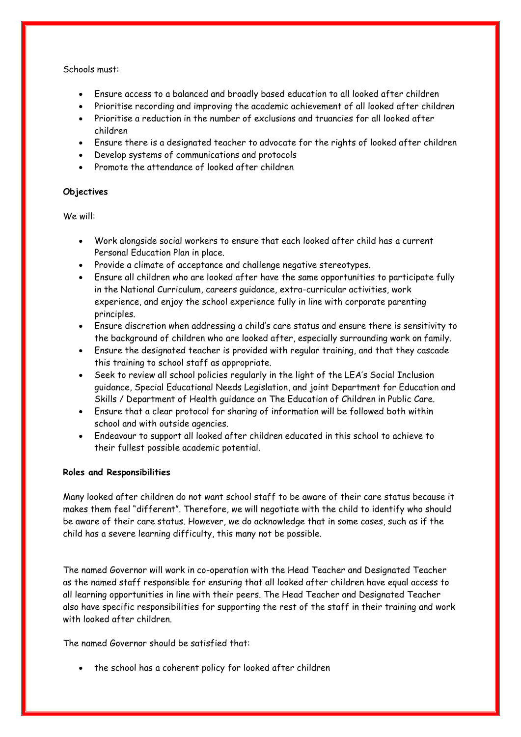Schools must:

- Ensure access to a balanced and broadly based education to all looked after children
- Prioritise recording and improving the academic achievement of all looked after children
- Prioritise a reduction in the number of exclusions and truancies for all looked after children
- Ensure there is a designated teacher to advocate for the rights of looked after children
- Develop systems of communications and protocols
- Promote the attendance of looked after children

**Objectives**

We will:

- Work alongside social workers to ensure that each looked after child has a current Personal Education Plan in place.
- Provide a climate of acceptance and challenge negative stereotypes.
- Ensure all children who are looked after have the same opportunities to participate fully in the National Curriculum, careers guidance, extra-curricular activities, work experience, and enjoy the school experience fully in line with corporate parenting principles.
- Ensure discretion when addressing a child's care status and ensure there is sensitivity to the background of children who are looked after, especially surrounding work on family.
- Ensure the designated teacher is provided with regular training, and that they cascade this training to school staff as appropriate.
- Seek to review all school policies regularly in the light of the LEA's Social Inclusion guidance, Special Educational Needs Legislation, and joint Department for Education and Skills / Department of Health guidance on The Education of Children in Public Care.
- Ensure that a clear protocol for sharing of information will be followed both within school and with outside agencies.
- Endeavour to support all looked after children educated in this school to achieve to their fullest possible academic potential.

**Roles and Responsibilities**

Many looked after children do not want school staff to be aware of their care status because it makes them feel "different". Therefore, we will negotiate with the child to identify who should be aware of their care status. However, we do acknowledge that in some cases, such as if the child has a severe learning difficulty, this many not be possible.

The named Governor will work in co-operation with the Head Teacher and Designated Teacher as the named staff responsible for ensuring that all looked after children have equal access to all learning opportunities in line with their peers. The Head Teacher and Designated Teacher also have specific responsibilities for supporting the rest of the staff in their training and work with looked after children.

The named Governor should be satisfied that:

- the school has a coherent policy for looked after children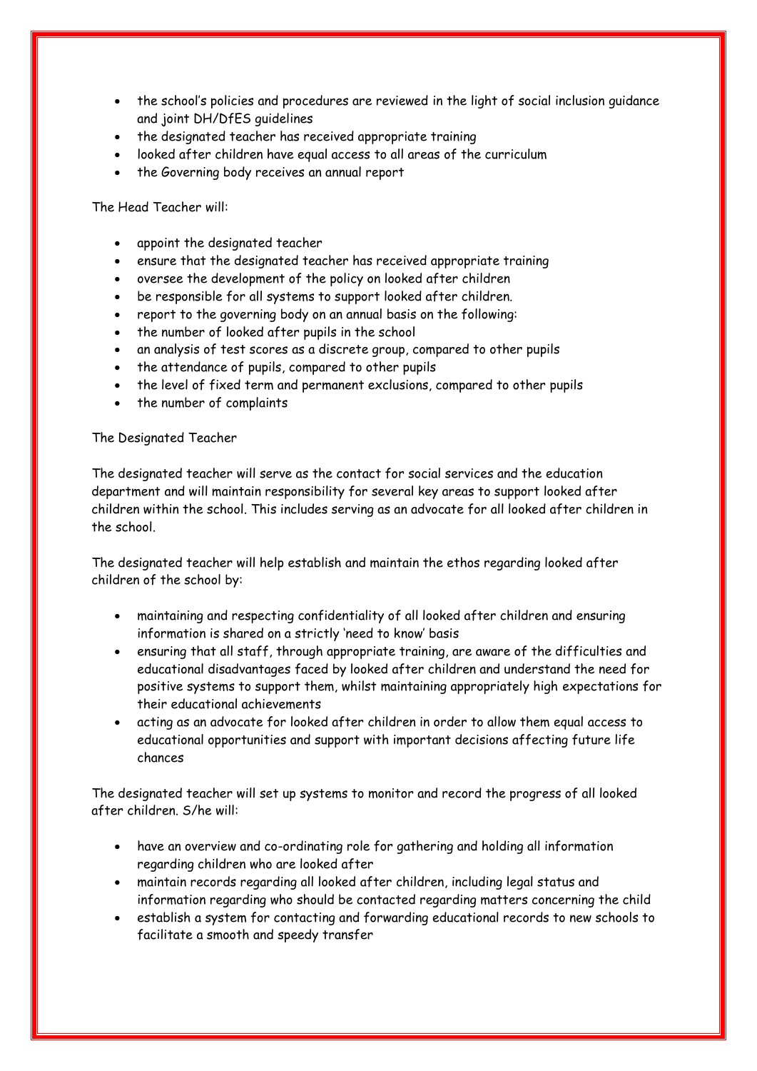- the school's policies and procedures are reviewed in the light of social inclusion guidance and joint DH/DfES guidelines
- the designated teacher has received appropriate training
- looked after children have equal access to all areas of the curriculum
- the Governing body receives an annual report

The Head Teacher will:

- appoint the designated teacher
- ensure that the designated teacher has received appropriate training
- oversee the development of the policy on looked after children
- be responsible for all systems to support looked after children.
- report to the governing body on an annual basis on the following:
- the number of looked after pupils in the school
- an analysis of test scores as a discrete group, compared to other pupils
- the attendance of pupils, compared to other pupils
- the level of fixed term and permanent exclusions, compared to other pupils
- the number of complaints

The Designated Teacher

The designated teacher will serve as the contact for social services and the education department and will maintain responsibility for several key areas to support looked after children within the school. This includes serving as an advocate for all looked after children in the school.

The designated teacher will help establish and maintain the ethos regarding looked after children of the school by:

- maintaining and respecting confidentiality of all looked after children and ensuring information is shared on a strictly 'need to know' basis
- ensuring that all staff, through appropriate training, are aware of the difficulties and educational disadvantages faced by looked after children and understand the need for positive systems to support them, whilst maintaining appropriately high expectations for their educational achievements
- acting as an advocate for looked after children in order to allow them equal access to educational opportunities and support with important decisions affecting future life chances

The designated teacher will set up systems to monitor and record the progress of all looked after children. S/he will:

- have an overview and co-ordinating role for gathering and holding all information regarding children who are looked after
- maintain records regarding all looked after children, including legal status and information regarding who should be contacted regarding matters concerning the child
- establish a system for contacting and forwarding educational records to new schools to facilitate a smooth and speedy transfer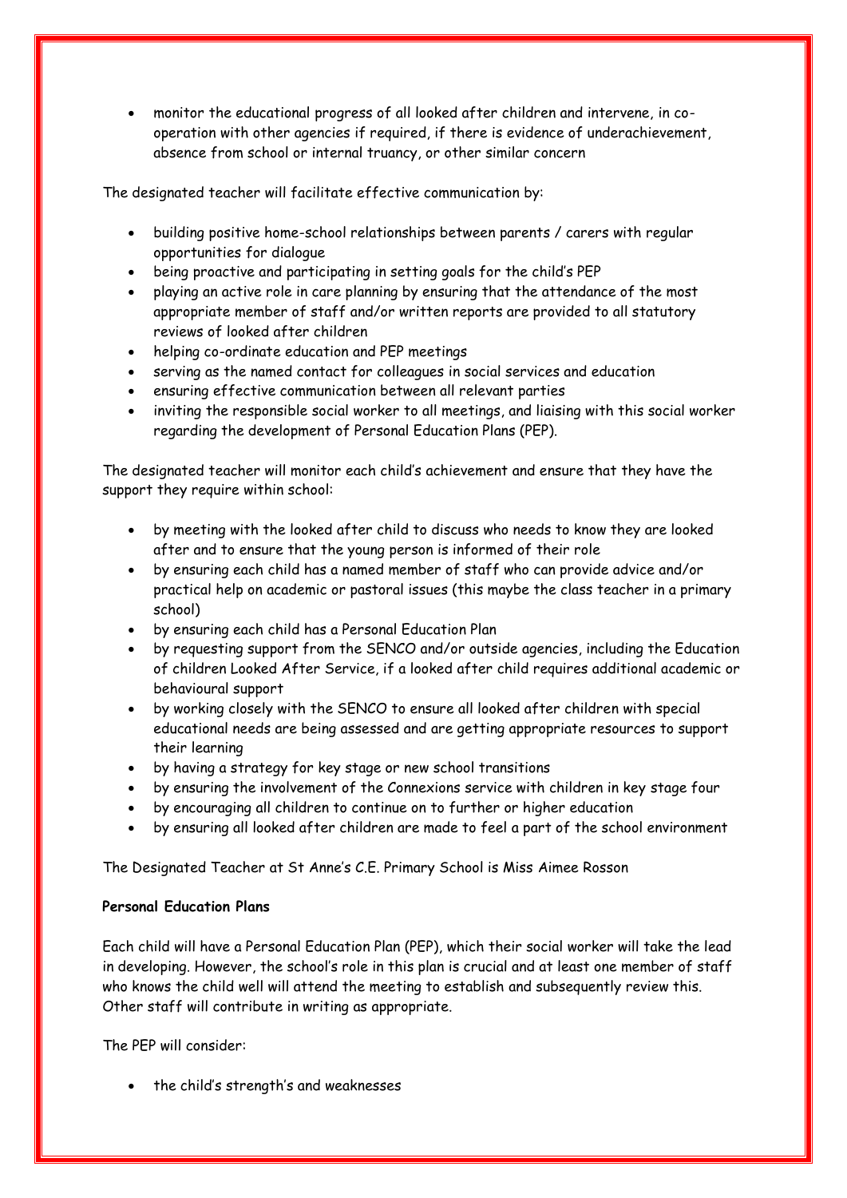- monitor the educational progress of all looked after children and intervene, in co-operation with other agencies if required, if there is evidence of underachievement, absence from school or internal truancy, or other similar concern

The designated teacher will facilitate effective communication by:

- building positive home-school relationships between parents / carers with regular opportunities for dialogue
- being proactive and participating in setting goals for the child's PEP
- playing an active role in care planning by ensuring that the attendance of the most appropriate member of staff and/or written reports are provided to all statutory reviews of looked after children
- helping co-ordinate education and PEP meetings
- serving as the named contact for colleagues in social services and education
- ensuring effective communication between all relevant parties
- inviting the responsible social worker to all meetings, and liaising with this social worker regarding the development of Personal Education Plans (PEP).

The designated teacher will monitor each child's achievement and ensure that they have the support they require within school:

- by meeting with the looked after child to discuss who needs to know they are looked after and to ensure that the young person is informed of their role
- by ensuring each child has a named member of staff who can provide advice and/or practical help on academic or pastoral issues (this maybe the class teacher in a primary school)
- by ensuring each child has a Personal Education Plan
- by requesting support from the SENCO and/or outside agencies, including the Education of children Looked After Service, if a looked after child requires additional academic or behavioural support
- by working closely with the SENCO to ensure all looked after children with special educational needs are being assessed and are getting appropriate resources to support their learning
- by having a strategy for key stage or new school transitions
- by ensuring the involvement of the Connexions service with children in key stage four
- by encouraging all children to continue on to further or higher education
- by ensuring all looked after children are made to feel a part of the school environment

The Designated Teacher at St Anne's C.E. Primary School is Miss Aimee Rosson

**Personal Education Plans**

Each child will have a Personal Education Plan (PEP), which their social worker will take the lead in developing. However, the school's role in this plan is crucial and at least one member of staff who knows the child well will attend the meeting to establish and subsequently review this. Other staff will contribute in writing as appropriate.

The PEP will consider:

- the child's strength's and weaknesses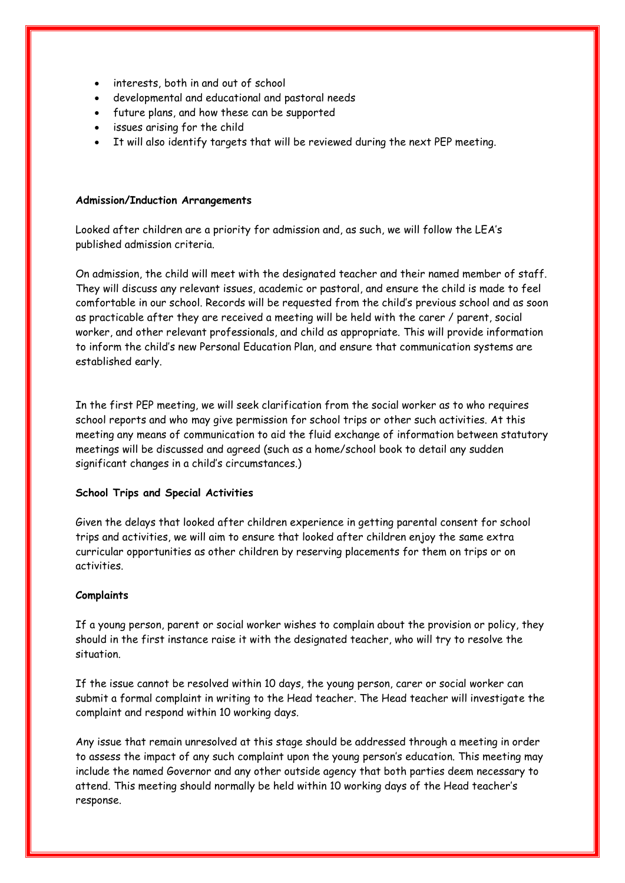- interests, both in and out of school
- developmental and educational and pastoral needs
- future plans, and how these can be supported
- issues arising for the child
- It will also identify targets that will be reviewed during the next PEP meeting.

**Admission/Induction Arrangements**

Looked after children are a priority for admission and, as such, we will follow the LEA's published admission criteria.

On admission, the child will meet with the designated teacher and their named member of staff. They will discuss any relevant issues, academic or pastoral, and ensure the child is made to feel comfortable in our school. Records will be requested from the child's previous school and as soon as practicable after they are received a meeting will be held with the carer / parent, social worker, and other relevant professionals, and child as appropriate. This will provide information to inform the child's new Personal Education Plan, and ensure that communication systems are established early.

In the first PEP meeting, we will seek clarification from the social worker as to who requires school reports and who may give permission for school trips or other such activities. At this meeting any means of communication to aid the fluid exchange of information between statutory meetings will be discussed and agreed (such as a home/school book to detail any sudden significant changes in a child's circumstances.)

**School Trips and Special Activities**

Given the delays that looked after children experience in getting parental consent for school trips and activities, we will aim to ensure that looked after children enjoy the same extra curricular opportunities as other children by reserving placements for them on trips or on activities.

**Complaints**

If a young person, parent or social worker wishes to complain about the provision or policy, they should in the first instance raise it with the designated teacher, who will try to resolve the situation.

If the issue cannot be resolved within 10 days, the young person, carer or social worker can submit a formal complaint in writing to the Head teacher. The Head teacher will investigate the complaint and respond within 10 working days.

Any issue that remain unresolved at this stage should be addressed through a meeting in order to assess the impact of any such complaint upon the young person's education. This meeting may include the named Governor and any other outside agency that both parties deem necessary to attend. This meeting should normally be held within 10 working days of the Head teacher's response.